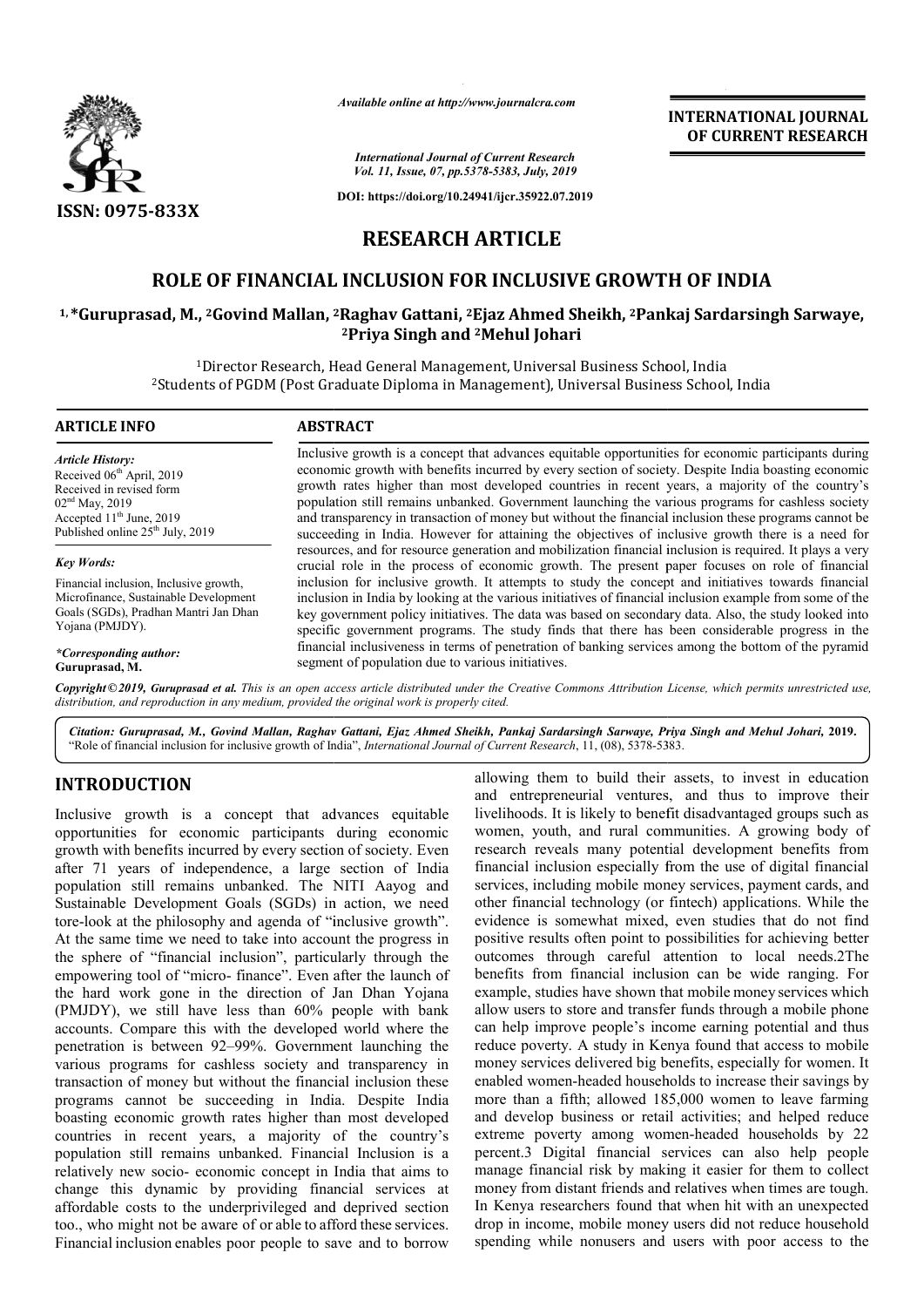*Available online at http://www.journalcra.com*

*International Journal of Current Research*
*Vol. 11, Issue, 07, pp.5378-5383, July, 2019*

**DOI: https://doi.org/10.24941/ijcr.35922.07.2019**

ISSN: 0975-833X

**INTERNATIONAL JOURNAL OF CURRENT RESEARCH**

# RESEARCH ARTICLE

## ROLE OF FINANCIAL INCLUSION FOR INCLUSIVE GROWTH OF INDIA

**[1,]*Guruprasad, M., [2]Govind Mallan, [2]Raghav Gattani, [2]Ejaz Ahmed Sheikh, [2]Pankaj Sardarsingh Sarwaye, [2]Priya Singh and [2]Mehul Johari**

[1]Director Research, Head General Management, Universal Business School, India
[2]Students of PGDM (Post Graduate Diploma in Management), Universal Business School, India

**ARTICLE INFO**

*Article History:*
Received 06[th] April, 2019
Received in revised form
02[nd] May, 2019
Accepted 11[th] June, 2019
Published online 25[th] July, 2019

*Key Words:*
Financial inclusion, Inclusive growth, Microfinance, Sustainable Development Goals (SGDs), Pradhan Mantri Jan Dhan Yojana (PMJDY).

**\*Corresponding author:**
**Guruprasad, M.**

**ABSTRACT**

Inclusive growth is a concept that advances equitable opportunities for economic participants during economic growth with benefits incurred by every section of society. Despite India boasting economic growth rates higher than most developed countries in recent years, a majority of the country's population still remains unbanked. Government launching the various programs for cashless society and transparency in transaction of money but without the financial inclusion these programs cannot be succeeding in India. However for attaining the objectives of inclusive growth there is a need for resources, and for resource generation and mobilization financial inclusion is required. It plays a very crucial role in the process of economic growth. The present paper focuses on role of financial inclusion for inclusive growth. It attempts to study the concept and initiatives towards financial inclusion in India by looking at the various initiatives of financial inclusion example from some of the key government policy initiatives. The data was based on secondary data. Also, the study looked into specific government programs. The study finds that there has been considerable progress in the financial inclusiveness in terms of penetration of banking services among the bottom of the pyramid segment of population due to various initiatives.

*Copyright © 2019, Guruprasad et al. This is an open access article distributed under the Creative Commons Attribution License, which permits unrestricted use, distribution, and reproduction in any medium, provided the original work is properly cited.*

***Citation: Guruprasad, M., Govind Mallan, Raghav Gattani, Ejaz Ahmed Sheikh, Pankaj Sardarsingh Sarwaye, Priya Singh and Mehul Johari, 2019.*** "Role of financial inclusion for inclusive growth of India", *International Journal of Current Research*, 11, (08), 5378-5383.

# INTRODUCTION

Inclusive growth is a concept that advances equitable opportunities for economic participants during economic growth with benefits incurred by every section of society. Even after 71 years of independence, a large section of India population still remains unbanked. The NITI Aayog and Sustainable Development Goals (SGDs) in action, we need tore-look at the philosophy and agenda of "inclusive growth". At the same time we need to take into account the progress in the sphere of "financial inclusion", particularly through the empowering tool of "micro- finance". Even after the launch of the hard work gone in the direction of Jan Dhan Yojana (PMJDY), we still have less than 60% people with bank accounts. Compare this with the developed world where the penetration is between 92–99%. Government launching the various programs for cashless society and transparency in transaction of money but without the financial inclusion these programs cannot be succeeding in India. Despite India boasting economic growth rates higher than most developed countries in recent years, a majority of the country's population still remains unbanked. Financial Inclusion is a relatively new socio- economic concept in India that aims to change this dynamic by providing financial services at affordable costs to the underprivileged and deprived section too., who might not be aware of or able to afford these services. Financial inclusion enables poor people to save and to borrow allowing them to build their assets, to invest in education and entrepreneurial ventures, and thus to improve their livelihoods. It is likely to benefit disadvantaged groups such as women, youth, and rural communities. A growing body of research reveals many potential development benefits from financial inclusion especially from the use of digital financial services, including mobile money services, payment cards, and other financial technology (or fintech) applications. While the evidence is somewhat mixed, even studies that do not find positive results often point to possibilities for achieving better outcomes through careful attention to local needs.2The benefits from financial inclusion can be wide ranging. For example, studies have shown that mobile money services which allow users to store and transfer funds through a mobile phone can help improve people's income earning potential and thus reduce poverty. A study in Kenya found that access to mobile money services delivered big benefits, especially for women. It enabled women-headed households to increase their savings by more than a fifth; allowed 185,000 women to leave farming and develop business or retail activities; and helped reduce extreme poverty among women-headed households by 22 percent.3 Digital financial services can also help people manage financial risk by making it easier for them to collect money from distant friends and relatives when times are tough. In Kenya researchers found that when hit with an unexpected drop in income, mobile money users did not reduce household spending while nonusers and users with poor access to the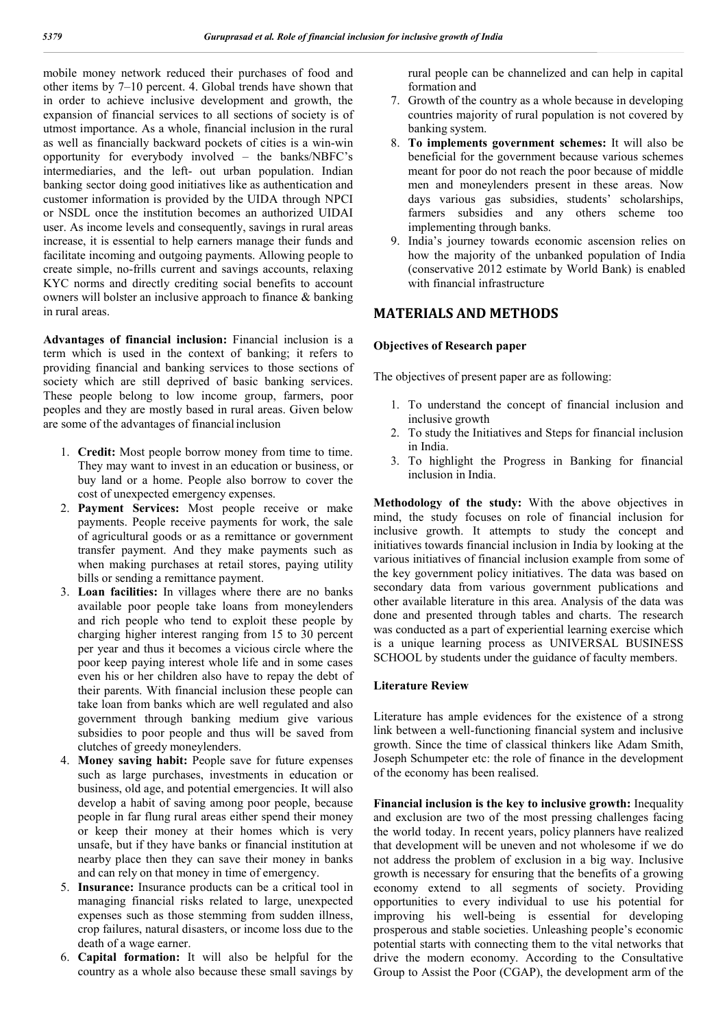mobile money network reduced their purchases of food and other items by 7–10 percent. 4. Global trends have shown that in order to achieve inclusive development and growth, the expansion of financial services to all sections of society is of utmost importance. As a whole, financial inclusion in the rural as well as financially backward pockets of cities is a win-win opportunity for everybody involved – the banks/NBFC's intermediaries, and the left- out urban population. Indian banking sector doing good initiatives like as authentication and customer information is provided by the UIDA through NPCI or NSDL once the institution becomes an authorized UIDAI user. As income levels and consequently, savings in rural areas increase, it is essential to help earners manage their funds and facilitate incoming and outgoing payments. Allowing people to create simple, no-frills current and savings accounts, relaxing KYC norms and directly crediting social benefits to account owners will bolster an inclusive approach to finance & banking in rural areas.

**Advantages of financial inclusion:** Financial inclusion is a term which is used in the context of banking; it refers to providing financial and banking services to those sections of society which are still deprived of basic banking services. These people belong to low income group, farmers, poor peoples and they are mostly based in rural areas. Given below are some of the advantages of financial inclusion

1. **Credit:** Most people borrow money from time to time. They may want to invest in an education or business, or buy land or a home. People also borrow to cover the cost of unexpected emergency expenses.
2. **Payment Services:** Most people receive or make payments. People receive payments for work, the sale of agricultural goods or as a remittance or government transfer payment. And they make payments such as when making purchases at retail stores, paying utility bills or sending a remittance payment.
3. **Loan facilities:** In villages where there are no banks available poor people take loans from moneylenders and rich people who tend to exploit these people by charging higher interest ranging from 15 to 30 percent per year and thus it becomes a vicious circle where the poor keep paying interest whole life and in some cases even his or her children also have to repay the debt of their parents. With financial inclusion these people can take loan from banks which are well regulated and also government through banking medium give various subsidies to poor people and thus will be saved from clutches of greedy moneylenders.
4. **Money saving habit:** People save for future expenses such as large purchases, investments in education or business, old age, and potential emergencies. It will also develop a habit of saving among poor people, because people in far flung rural areas either spend their money or keep their money at their homes which is very unsafe, but if they have banks or financial institution at nearby place then they can save their money in banks and can rely on that money in time of emergency.
5. **Insurance:** Insurance products can be a critical tool in managing financial risks related to large, unexpected expenses such as those stemming from sudden illness, crop failures, natural disasters, or income loss due to the death of a wage earner.
6. **Capital formation:** It will also be helpful for the country as a whole also because these small savings by rural people can be channelized and can help in capital formation and
7. Growth of the country as a whole because in developing countries majority of rural population is not covered by banking system.
8. **To implements government schemes:** It will also be beneficial for the government because various schemes meant for poor do not reach the poor because of middle men and moneylenders present in these areas. Now days various gas subsidies, students' scholarships, farmers subsidies and any others scheme too implementing through banks.
9. India's journey towards economic ascension relies on how the majority of the unbanked population of India (conservative 2012 estimate by World Bank) is enabled with financial infrastructure

## MATERIALS AND METHODS

### Objectives of Research paper

The objectives of present paper are as following:

1. To understand the concept of financial inclusion and inclusive growth
2. To study the Initiatives and Steps for financial inclusion in India.
3. To highlight the Progress in Banking for financial inclusion in India.

**Methodology of the study:** With the above objectives in mind, the study focuses on role of financial inclusion for inclusive growth. It attempts to study the concept and initiatives towards financial inclusion in India by looking at the various initiatives of financial inclusion example from some of the key government policy initiatives. The data was based on secondary data from various government publications and other available literature in this area. Analysis of the data was done and presented through tables and charts. The research was conducted as a part of experiential learning exercise which is a unique learning process as UNIVERSAL BUSINESS SCHOOL by students under the guidance of faculty members.

### Literature Review

Literature has ample evidences for the existence of a strong link between a well-functioning financial system and inclusive growth. Since the time of classical thinkers like Adam Smith, Joseph Schumpeter etc: the role of finance in the development of the economy has been realised.

**Financial inclusion is the key to inclusive growth:** Inequality and exclusion are two of the most pressing challenges facing the world today. In recent years, policy planners have realized that development will be uneven and not wholesome if we do not address the problem of exclusion in a big way. Inclusive growth is necessary for ensuring that the benefits of a growing economy extend to all segments of society. Providing opportunities to every individual to use his potential for improving his well-being is essential for developing prosperous and stable societies. Unleashing people's economic potential starts with connecting them to the vital networks that drive the modern economy. According to the Consultative Group to Assist the Poor (CGAP), the development arm of the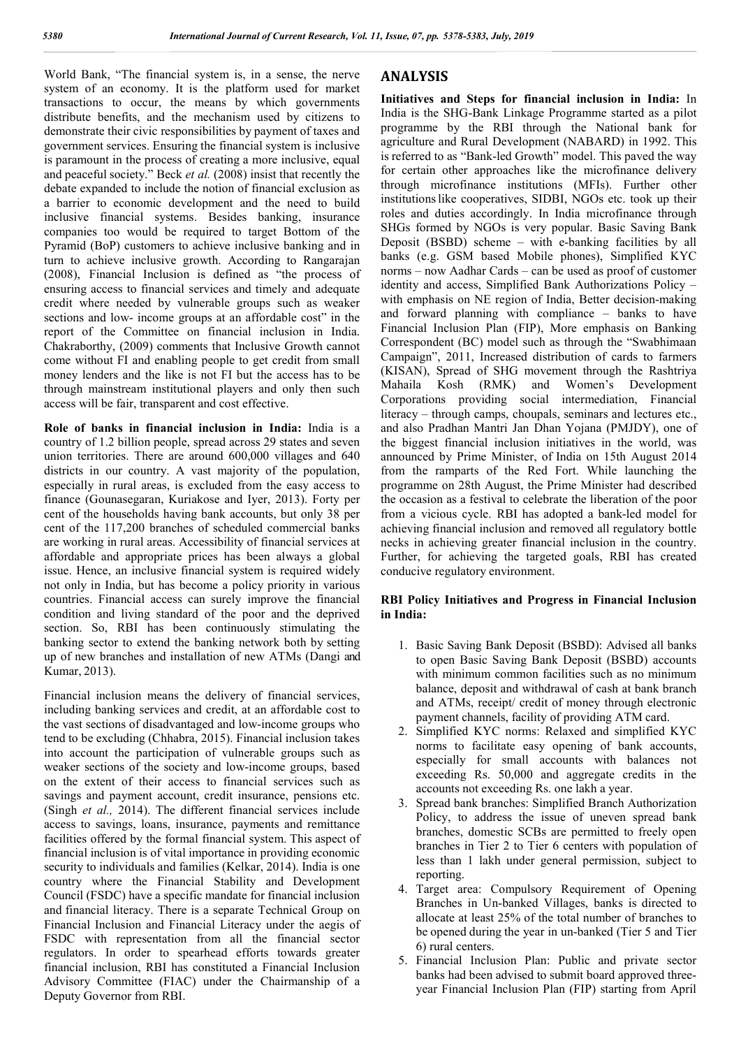World Bank, "The financial system is, in a sense, the nerve system of an economy. It is the platform used for market transactions to occur, the means by which governments distribute benefits, and the mechanism used by citizens to demonstrate their civic responsibilities by payment of taxes and government services. Ensuring the financial system is inclusive is paramount in the process of creating a more inclusive, equal and peaceful society." Beck *et al.* (2008) insist that recently the debate expanded to include the notion of financial exclusion as a barrier to economic development and the need to build inclusive financial systems. Besides banking, insurance companies too would be required to target Bottom of the Pyramid (BoP) customers to achieve inclusive banking and in turn to achieve inclusive growth. According to Rangarajan (2008), Financial Inclusion is defined as "the process of ensuring access to financial services and timely and adequate credit where needed by vulnerable groups such as weaker sections and low- income groups at an affordable cost" in the report of the Committee on financial inclusion in India. Chakraborthy, (2009) comments that Inclusive Growth cannot come without FI and enabling people to get credit from small money lenders and the like is not FI but the access has to be through mainstream institutional players and only then such access will be fair, transparent and cost effective.

**Role of banks in financial inclusion in India:** India is a country of 1.2 billion people, spread across 29 states and seven union territories. There are around 600,000 villages and 640 districts in our country. A vast majority of the population, especially in rural areas, is excluded from the easy access to finance (Gounasegaran, Kuriakose and Iyer, 2013). Forty per cent of the households having bank accounts, but only 38 per cent of the 117,200 branches of scheduled commercial banks are working in rural areas. Accessibility of financial services at affordable and appropriate prices has been always a global issue. Hence, an inclusive financial system is required widely not only in India, but has become a policy priority in various countries. Financial access can surely improve the financial condition and living standard of the poor and the deprived section. So, RBI has been continuously stimulating the banking sector to extend the banking network both by setting up of new branches and installation of new ATMs (Dangi and Kumar, 2013).

Financial inclusion means the delivery of financial services, including banking services and credit, at an affordable cost to the vast sections of disadvantaged and low-income groups who tend to be excluding (Chhabra, 2015). Financial inclusion takes into account the participation of vulnerable groups such as weaker sections of the society and low-income groups, based on the extent of their access to financial services such as savings and payment account, credit insurance, pensions etc. (Singh *et al.,* 2014). The different financial services include access to savings, loans, insurance, payments and remittance facilities offered by the formal financial system. This aspect of financial inclusion is of vital importance in providing economic security to individuals and families (Kelkar, 2014). India is one country where the Financial Stability and Development Council (FSDC) have a specific mandate for financial inclusion and financial literacy. There is a separate Technical Group on Financial Inclusion and Financial Literacy under the aegis of FSDC with representation from all the financial sector regulators. In order to spearhead efforts towards greater financial inclusion, RBI has constituted a Financial Inclusion Advisory Committee (FIAC) under the Chairmanship of a Deputy Governor from RBI.

## ANALYSIS

**Initiatives and Steps for financial inclusion in India:** In India is the SHG-Bank Linkage Programme started as a pilot programme by the RBI through the National bank for agriculture and Rural Development (NABARD) in 1992. This is referred to as "Bank-led Growth" model. This paved the way for certain other approaches like the microfinance delivery through microfinance institutions (MFIs). Further other institutions like cooperatives, SIDBI, NGOs etc. took up their roles and duties accordingly. In India microfinance through SHGs formed by NGOs is very popular. Basic Saving Bank Deposit (BSBD) scheme – with e-banking facilities by all banks (e.g. GSM based Mobile phones), Simplified KYC norms – now Aadhar Cards – can be used as proof of customer identity and access, Simplified Bank Authorizations Policy – with emphasis on NE region of India, Better decision-making and forward planning with compliance – banks to have Financial Inclusion Plan (FIP), More emphasis on Banking Correspondent (BC) model such as through the "Swabhimaan Campaign", 2011, Increased distribution of cards to farmers (KISAN), Spread of SHG movement through the Rashtriya Mahaila Kosh (RMK) and Women's Development Corporations providing social intermediation, Financial literacy – through camps, choupals, seminars and lectures etc., and also Pradhan Mantri Jan Dhan Yojana (PMJDY), one of the biggest financial inclusion initiatives in the world, was announced by Prime Minister, of India on 15th August 2014 from the ramparts of the Red Fort. While launching the programme on 28th August, the Prime Minister had described the occasion as a festival to celebrate the liberation of the poor from a vicious cycle. RBI has adopted a bank-led model for achieving financial inclusion and removed all regulatory bottle necks in achieving greater financial inclusion in the country. Further, for achieving the targeted goals, RBI has created conducive regulatory environment.

**RBI Policy Initiatives and Progress in Financial Inclusion in India:**

1. Basic Saving Bank Deposit (BSBD): Advised all banks to open Basic Saving Bank Deposit (BSBD) accounts with minimum common facilities such as no minimum balance, deposit and withdrawal of cash at bank branch and ATMs, receipt/ credit of money through electronic payment channels, facility of providing ATM card.
2. Simplified KYC norms: Relaxed and simplified KYC norms to facilitate easy opening of bank accounts, especially for small accounts with balances not exceeding Rs. 50,000 and aggregate credits in the accounts not exceeding Rs. one lakh a year.
3. Spread bank branches: Simplified Bank Authorization Policy, to address the issue of uneven spread bank branches, domestic SCBs are permitted to freely open branches in Tier 2 to Tier 6 centers with population of less than 1 lakh under general permission, subject to reporting.
4. Target area: Compulsory Requirement of Opening Branches in Un-banked Villages, banks is directed to allocate at least 25% of the total number of branches to be opened during the year in un-banked (Tier 5 and Tier 6) rural centers.
5. Financial Inclusion Plan: Public and private sector banks had been advised to submit board approved three-year Financial Inclusion Plan (FIP) starting from April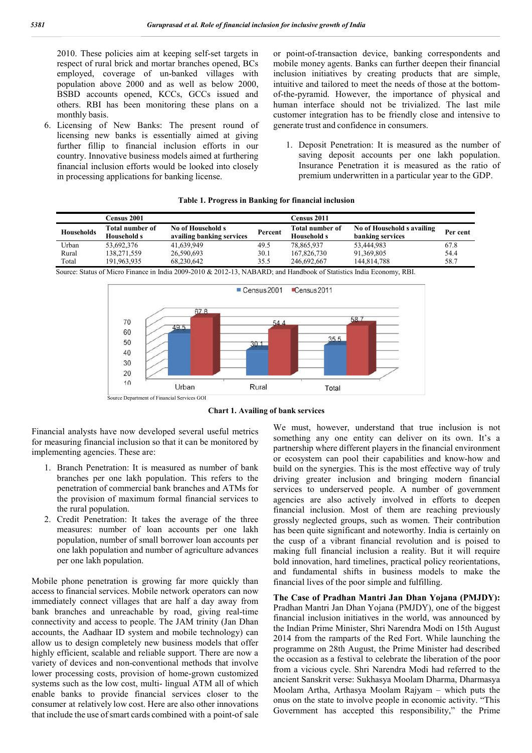2010. These policies aim at keeping self-set targets in respect of rural brick and mortar branches opened, BCs employed, coverage of un-banked villages with population above 2000 and as well as below 2000, BSBD accounts opened, KCCs, GCCs issued and others. RBI has been monitoring these plans on a monthly basis.

6. Licensing of New Banks: The present round of licensing new banks is essentially aimed at giving further fillip to financial inclusion efforts in our country. Innovative business models aimed at furthering financial inclusion efforts would be looked into closely in processing applications for banking license.

or point-of-transaction device, banking correspondents and mobile money agents. Banks can further deepen their financial inclusion initiatives by creating products that are simple, intuitive and tailored to meet the needs of those at the bottom-of-the-pyramid. However, the importance of physical and human interface should not be trivialized. The last mile customer integration has to be friendly close and intensive to generate trust and confidence in consumers.

1. Deposit Penetration: It is measured as the number of saving deposit accounts per one lakh population. Insurance Penetration it is measured as the ratio of premium underwritten in a particular year to the GDP.

**Table 1. Progress in Banking for financial inclusion**

| | Census 2001 | | | Census 2011 | | |
|---|---|---|---|---|---|---|
| Households | Total number of Household s | No of Household s availing banking services | Percent | Total number of Household s | No of Household s availing banking services | Per cent |
| Urban | 53,692,376 | 41,639,949 | 49.5 | 78,865,937 | 53,444,983 | 67.8 |
| Rural | 138,271,559 | 26,590,693 | 30.1 | 167,826,730 | 91,369,805 | 54.4 |
| Total | 191,963,935 | 68,230,642 | 35.5 | 246,692,667 | 144,814,788 | 58.7 |

Source: Status of Micro Finance in India 2009-2010 & 2012-13, NABARD; and Handbook of Statistics India Economy, RBI.

Source Department of Financial Services GOI

**Chart 1. Availing of bank services**

Financial analysts have now developed several useful metrics for measuring financial inclusion so that it can be monitored by implementing agencies. These are:

1. Branch Penetration: It is measured as number of bank branches per one lakh population. This refers to the penetration of commercial bank branches and ATMs for the provision of maximum formal financial services to the rural population.
2. Credit Penetration: It takes the average of the three measures: number of loan accounts per one lakh population, number of small borrower loan accounts per one lakh population and number of agriculture advances per one lakh population.

Mobile phone penetration is growing far more quickly than access to financial services. Mobile network operators can now immediately connect villages that are half a day away from bank branches and unreachable by road, giving real-time connectivity and access to people. The JAM trinity (Jan Dhan accounts, the Aadhaar ID system and mobile technology) can allow us to design completely new business models that offer highly efficient, scalable and reliable support. There are now a variety of devices and non-conventional methods that involve lower processing costs, provision of home-grown customized systems such as the low cost, multi- lingual ATM all of which enable banks to provide financial services closer to the consumer at relatively low cost. Here are also other innovations that include the use of smart cards combined with a point-of sale

We must, however, understand that true inclusion is not something any one entity can deliver on its own. It's a partnership where different players in the financial environment or ecosystem can pool their capabilities and know-how and build on the synergies. This is the most effective way of truly driving greater inclusion and bringing modern financial services to underserved people. A number of government agencies are also actively involved in efforts to deepen financial inclusion. Most of them are reaching previously grossly neglected groups, such as women. Their contribution has been quite significant and noteworthy. India is certainly on the cusp of a vibrant financial revolution and is poised to making full financial inclusion a reality. But it will require bold innovation, hard timelines, practical policy reorientations, and fundamental shifts in business models to make the financial lives of the poor simple and fulfilling.

**The Case of Pradhan Mantri Jan Dhan Yojana (PMJDY):** Pradhan Mantri Jan Dhan Yojana (PMJDY), one of the biggest financial inclusion initiatives in the world, was announced by the Indian Prime Minister, Shri Narendra Modi on 15th August 2014 from the ramparts of the Red Fort. While launching the programme on 28th August, the Prime Minister had described the occasion as a festival to celebrate the liberation of the poor from a vicious cycle. Shri Narendra Modi had referred to the ancient Sanskrit verse: Sukhasya Moolam Dharma, Dharmasya Moolam Artha, Arthasya Moolam Rajyam – which puts the onus on the state to involve people in economic activity. "This Government has accepted this responsibility," the Prime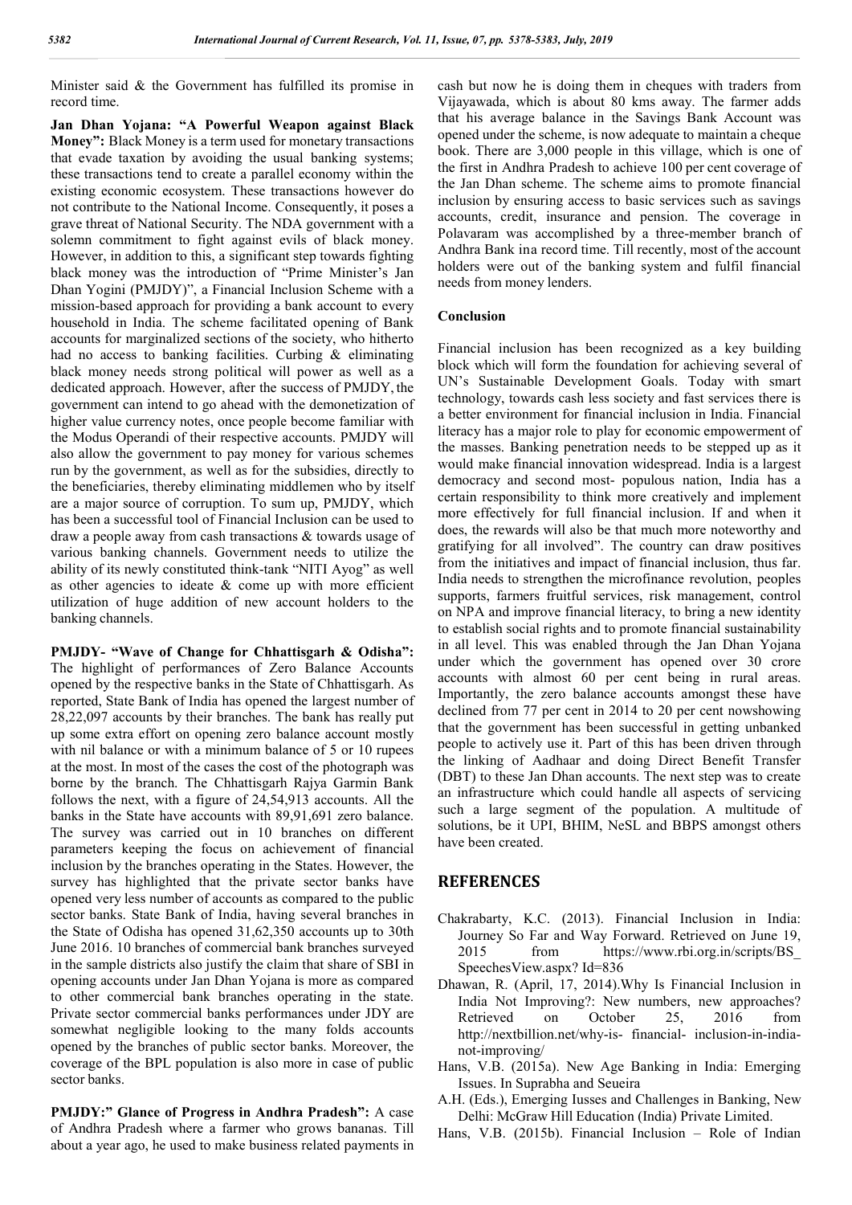Minister said & the Government has fulfilled its promise in record time.

**Jan Dhan Yojana: "A Powerful Weapon against Black Money":** Black Money is a term used for monetary transactions that evade taxation by avoiding the usual banking systems; these transactions tend to create a parallel economy within the existing economic ecosystem. These transactions however do not contribute to the National Income. Consequently, it poses a grave threat of National Security. The NDA government with a solemn commitment to fight against evils of black money. However, in addition to this, a significant step towards fighting black money was the introduction of "Prime Minister's Jan Dhan Yogini (PMJDY)", a Financial Inclusion Scheme with a mission-based approach for providing a bank account to every household in India. The scheme facilitated opening of Bank accounts for marginalized sections of the society, who hitherto had no access to banking facilities. Curbing & eliminating black money needs strong political will power as well as a dedicated approach. However, after the success of PMJDY, the government can intend to go ahead with the demonetization of higher value currency notes, once people become familiar with the Modus Operandi of their respective accounts. PMJDY will also allow the government to pay money for various schemes run by the government, as well as for the subsidies, directly to the beneficiaries, thereby eliminating middlemen who by itself are a major source of corruption. To sum up, PMJDY, which has been a successful tool of Financial Inclusion can be used to draw a people away from cash transactions & towards usage of various banking channels. Government needs to utilize the ability of its newly constituted think-tank "NITI Ayog" as well as other agencies to ideate & come up with more efficient utilization of huge addition of new account holders to the banking channels.

**PMJDY- "Wave of Change for Chhattisgarh & Odisha":** The highlight of performances of Zero Balance Accounts opened by the respective banks in the State of Chhattisgarh. As reported, State Bank of India has opened the largest number of 28,22,097 accounts by their branches. The bank has really put up some extra effort on opening zero balance account mostly with nil balance or with a minimum balance of 5 or 10 rupees at the most. In most of the cases the cost of the photograph was borne by the branch. The Chhattisgarh Rajya Garmin Bank follows the next, with a figure of 24,54,913 accounts. All the banks in the State have accounts with 89,91,691 zero balance. The survey was carried out in 10 branches on different parameters keeping the focus on achievement of financial inclusion by the branches operating in the States. However, the survey has highlighted that the private sector banks have opened very less number of accounts as compared to the public sector banks. State Bank of India, having several branches in the State of Odisha has opened 31,62,350 accounts up to 30th June 2016. 10 branches of commercial bank branches surveyed in the sample districts also justify the claim that share of SBI in opening accounts under Jan Dhan Yojana is more as compared to other commercial bank branches operating in the state. Private sector commercial banks performances under JDY are somewhat negligible looking to the many folds accounts opened by the branches of public sector banks. Moreover, the coverage of the BPL population is also more in case of public sector banks.

**PMJDY:" Glance of Progress in Andhra Pradesh":** A case of Andhra Pradesh where a farmer who grows bananas. Till about a year ago, he used to make business related payments in cash but now he is doing them in cheques with traders from Vijayawada, which is about 80 kms away. The farmer adds that his average balance in the Savings Bank Account was opened under the scheme, is now adequate to maintain a cheque book. There are 3,000 people in this village, which is one of the first in Andhra Pradesh to achieve 100 per cent coverage of the Jan Dhan scheme. The scheme aims to promote financial inclusion by ensuring access to basic services such as savings accounts, credit, insurance and pension. The coverage in Polavaram was accomplished by a three-member branch of Andhra Bank ina record time. Till recently, most of the account holders were out of the banking system and fulfil financial needs from money lenders.

## Conclusion

Financial inclusion has been recognized as a key building block which will form the foundation for achieving several of UN's Sustainable Development Goals. Today with smart technology, towards cash less society and fast services there is a better environment for financial inclusion in India. Financial literacy has a major role to play for economic empowerment of the masses. Banking penetration needs to be stepped up as it would make financial innovation widespread. India is a largest democracy and second most- populous nation, India has a certain responsibility to think more creatively and implement more effectively for full financial inclusion. If and when it does, the rewards will also be that much more noteworthy and gratifying for all involved". The country can draw positives from the initiatives and impact of financial inclusion, thus far. India needs to strengthen the microfinance revolution, peoples supports, farmers fruitful services, risk management, control on NPA and improve financial literacy, to bring a new identity to establish social rights and to promote financial sustainability in all level. This was enabled through the Jan Dhan Yojana under which the government has opened over 30 crore accounts with almost 60 per cent being in rural areas. Importantly, the zero balance accounts amongst these have declined from 77 per cent in 2014 to 20 per cent nowshowing that the government has been successful in getting unbanked people to actively use it. Part of this has been driven through the linking of Aadhaar and doing Direct Benefit Transfer (DBT) to these Jan Dhan accounts. The next step was to create an infrastructure which could handle all aspects of servicing such a large segment of the population. A multitude of solutions, be it UPI, BHIM, NeSL and BBPS amongst others have been created.

## REFERENCES

Chakrabarty, K.C. (2013). Financial Inclusion in India: Journey So Far and Way Forward. Retrieved on June 19, 2015 from https://www.rbi.org.in/scripts/BS_SpeechesView.aspx? Id=836

Dhawan, R. (April, 17, 2014).Why Is Financial Inclusion in India Not Improving?: New numbers, new approaches? Retrieved on October 25, 2016 from http://nextbillion.net/why-is- financial- inclusion-in-india-not-improving/

Hans, V.B. (2015a). New Age Banking in India: Emerging Issues. In Suprabha and Seueira

A.H. (Eds.), Emerging Iusses and Challenges in Banking, New Delhi: McGraw Hill Education (India) Private Limited.

Hans, V.B. (2015b). Financial Inclusion – Role of Indian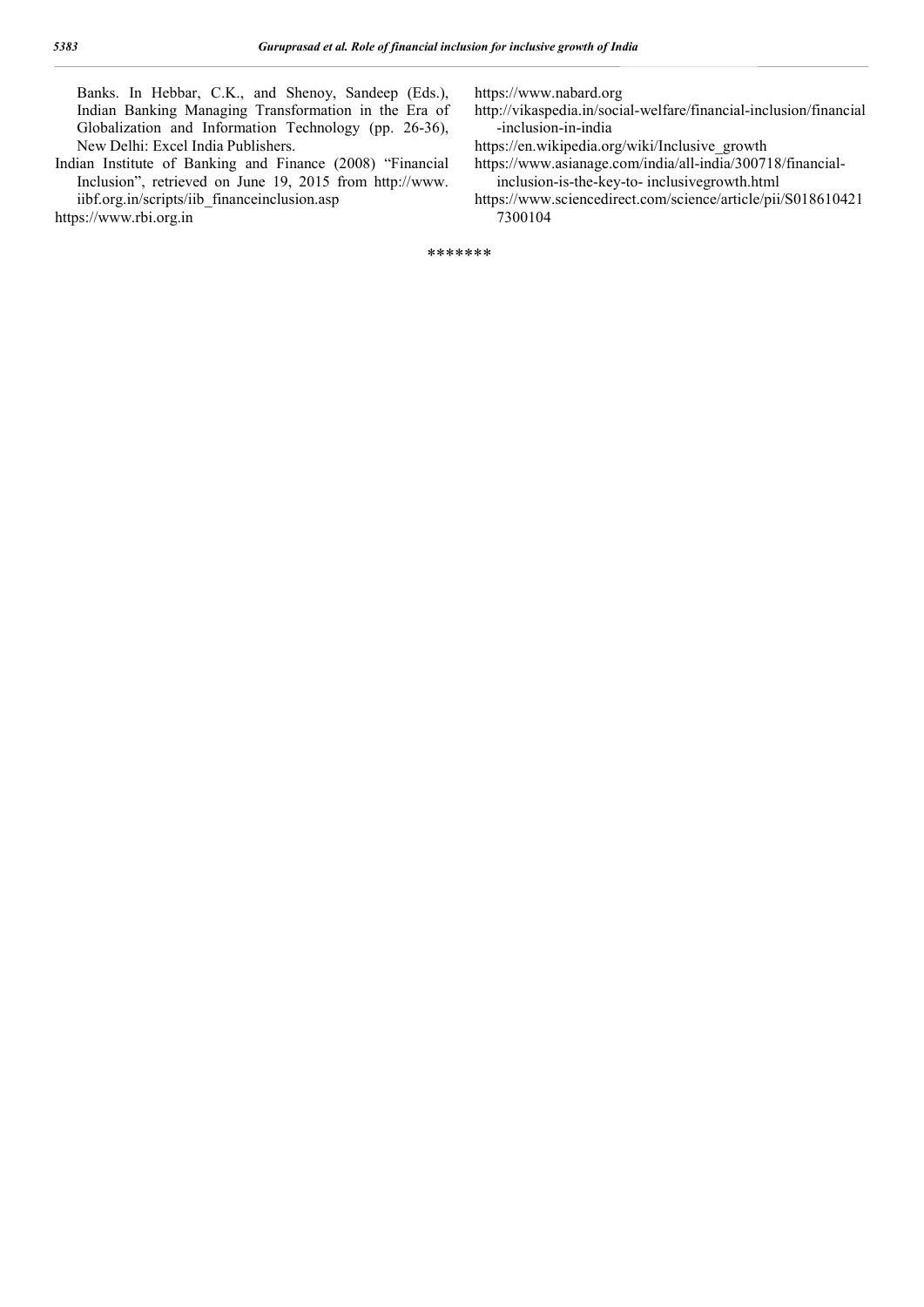Banks. In Hebbar, C.K., and Shenoy, Sandeep (Eds.), Indian Banking Managing Transformation in the Era of Globalization and Information Technology (pp. 26-36), New Delhi: Excel India Publishers.

Indian Institute of Banking and Finance (2008) "Financial Inclusion", retrieved on June 19, 2015 from http://www.iibf.org.in/scripts/iib_financeinclusion.asp

https://www.rbi.org.in

https://www.nabard.org

http://vikaspedia.in/social-welfare/financial-inclusion/financial-inclusion-in-india

https://en.wikipedia.org/wiki/Inclusive_growth

https://www.asianage.com/india/all-india/300718/financial-inclusion-is-the-key-to- inclusivegrowth.html

https://www.sciencedirect.com/science/article/pii/S0186104217300104

*******